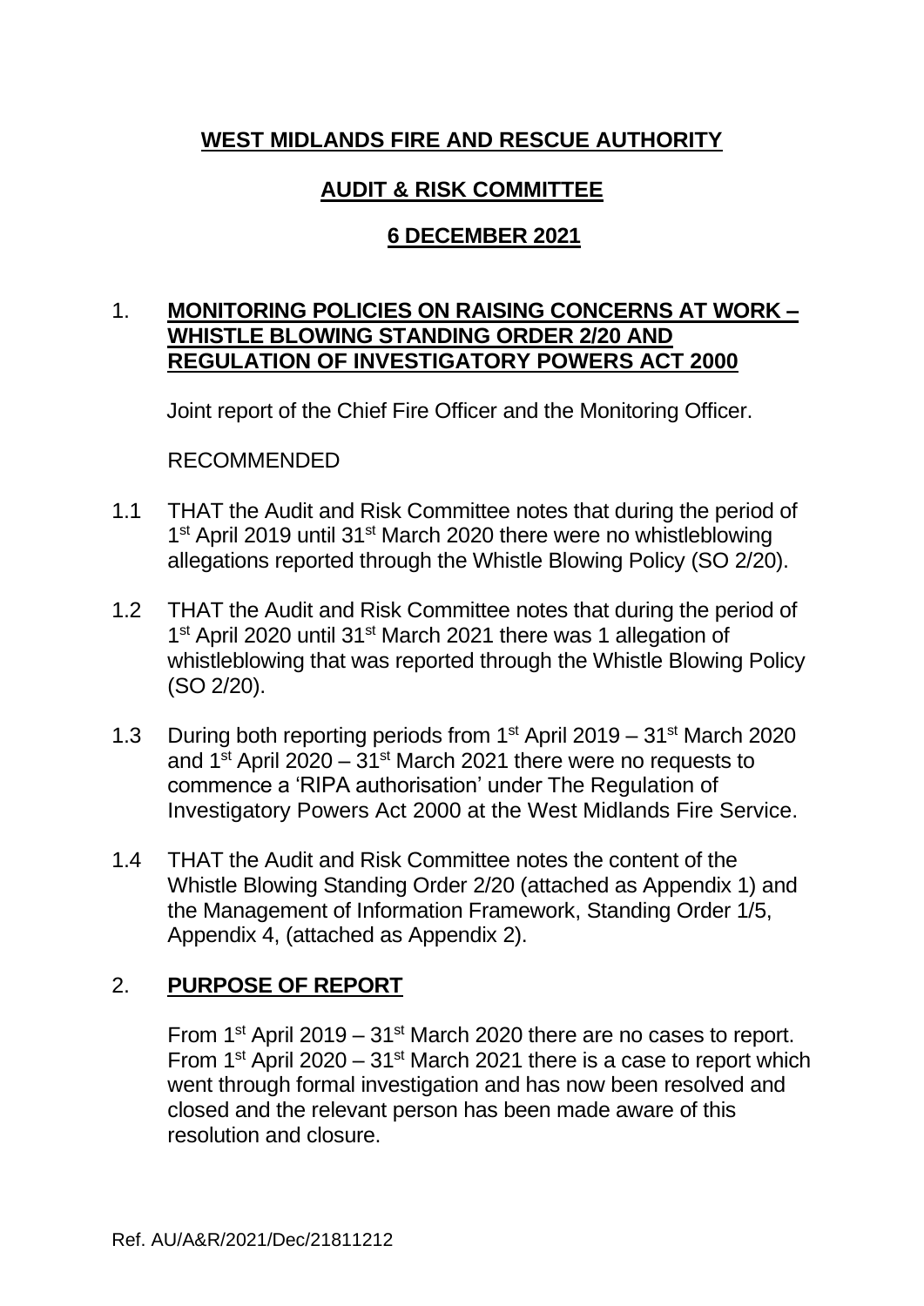# WEST MIDLANDS FIRE AND RESCUE AUTHORITY

## AUDIT & RISK COMMITTEE

## 6 DECEMBER 2021

1. **MONITORING POLICIES ON RAISING CONCERNS AT WORK – WHISTLE BLOWING STANDING ORDER 2/20 AND REGULATION OF INVESTIGATORY POWERS ACT 2000**

Joint report of the Chief Fire Officer and the Monitoring Officer.

RECOMMENDED

1.1 THAT the Audit and Risk Committee notes that during the period of 1st April 2019 until 31st March 2020 there were no whistleblowing allegations reported through the Whistle Blowing Policy (SO 2/20).

1.2 THAT the Audit and Risk Committee notes that during the period of 1st April 2020 until 31st March 2021 there was 1 allegation of whistleblowing that was reported through the Whistle Blowing Policy (SO 2/20).

1.3 During both reporting periods from 1st April 2019 – 31st March 2020 and 1st April 2020 – 31st March 2021 there were no requests to commence a 'RIPA authorisation' under The Regulation of Investigatory Powers Act 2000 at the West Midlands Fire Service.

1.4 THAT the Audit and Risk Committee notes the content of the Whistle Blowing Standing Order 2/20 (attached as Appendix 1) and the Management of Information Framework, Standing Order 1/5, Appendix 4, (attached as Appendix 2).

2. **PURPOSE OF REPORT**

From 1st April 2019 – 31st March 2020 there are no cases to report. From 1st April 2020 – 31st March 2021 there is a case to report which went through formal investigation and has now been resolved and closed and the relevant person has been made aware of this resolution and closure.

Ref. AU/A&R/2021/Dec/21811212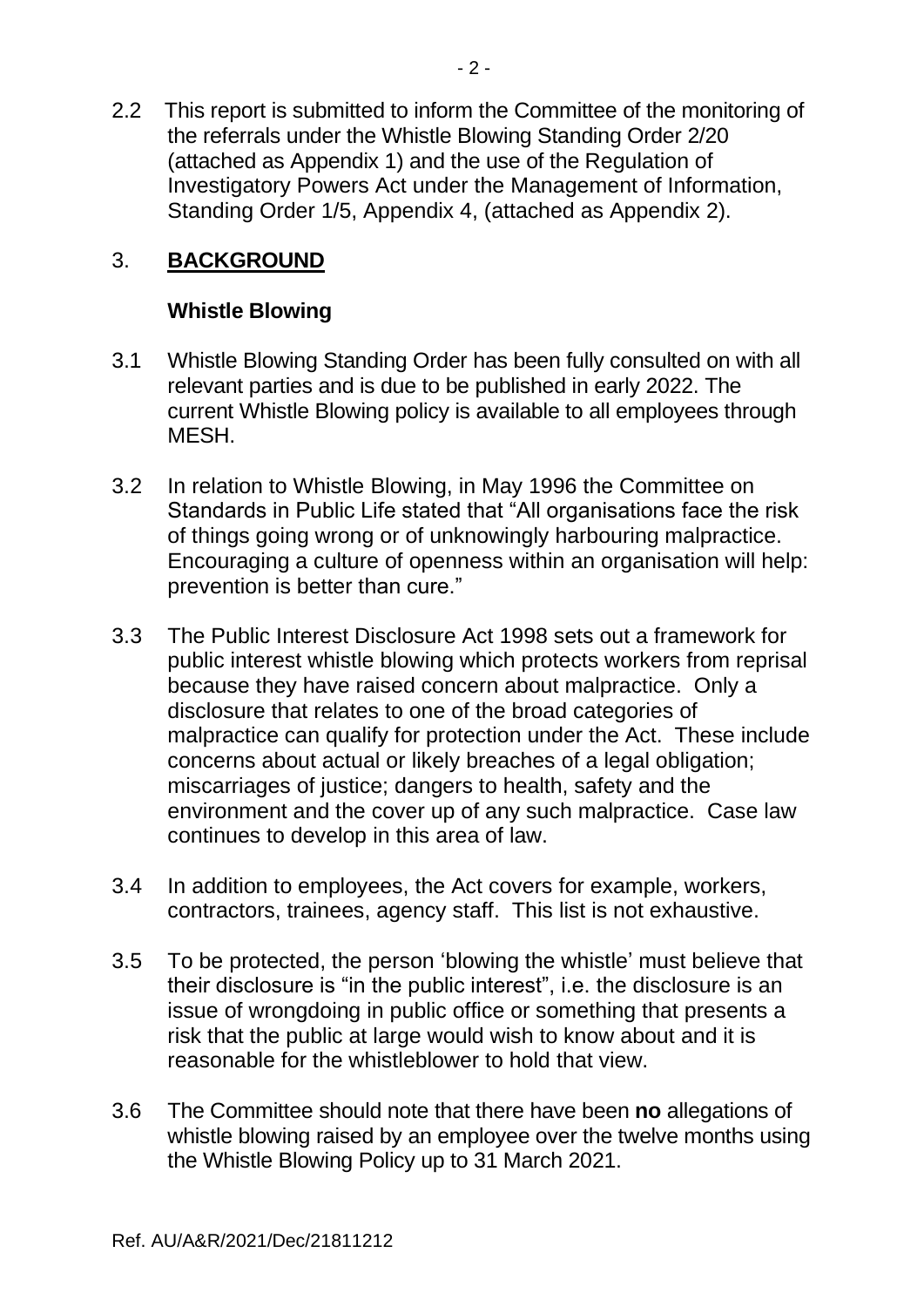2.2 This report is submitted to inform the Committee of the monitoring of the referrals under the Whistle Blowing Standing Order 2/20 (attached as Appendix 1) and the use of the Regulation of Investigatory Powers Act under the Management of Information, Standing Order 1/5, Appendix 4, (attached as Appendix 2).

## 3. **BACKGROUND**

### Whistle Blowing

3.1 Whistle Blowing Standing Order has been fully consulted on with all relevant parties and is due to be published in early 2022. The current Whistle Blowing policy is available to all employees through MESH.

3.2 In relation to Whistle Blowing, in May 1996 the Committee on Standards in Public Life stated that "All organisations face the risk of things going wrong or of unknowingly harbouring malpractice. Encouraging a culture of openness within an organisation will help: prevention is better than cure."

3.3 The Public Interest Disclosure Act 1998 sets out a framework for public interest whistle blowing which protects workers from reprisal because they have raised concern about malpractice. Only a disclosure that relates to one of the broad categories of malpractice can qualify for protection under the Act. These include concerns about actual or likely breaches of a legal obligation; miscarriages of justice; dangers to health, safety and the environment and the cover up of any such malpractice. Case law continues to develop in this area of law.

3.4 In addition to employees, the Act covers for example, workers, contractors, trainees, agency staff. This list is not exhaustive.

3.5 To be protected, the person 'blowing the whistle' must believe that their disclosure is "in the public interest", i.e. the disclosure is an issue of wrongdoing in public office or something that presents a risk that the public at large would wish to know about and it is reasonable for the whistleblower to hold that view.

3.6 The Committee should note that there have been **no** allegations of whistle blowing raised by an employee over the twelve months using the Whistle Blowing Policy up to 31 March 2021.

Ref. AU/A&R/2021/Dec/21811212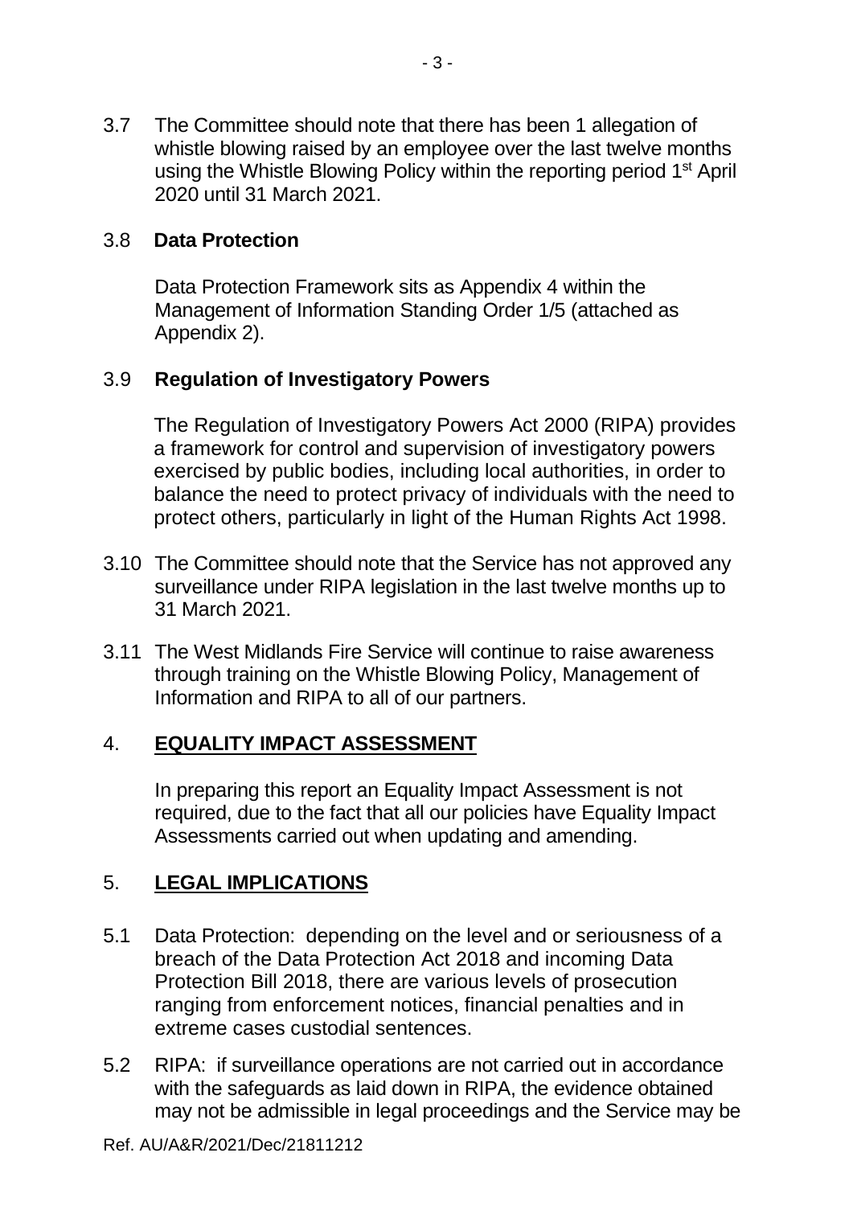3.7 The Committee should note that there has been 1 allegation of whistle blowing raised by an employee over the last twelve months using the Whistle Blowing Policy within the reporting period 1st April 2020 until 31 March 2021.

3.8 **Data Protection**

Data Protection Framework sits as Appendix 4 within the Management of Information Standing Order 1/5 (attached as Appendix 2).

3.9 **Regulation of Investigatory Powers**

The Regulation of Investigatory Powers Act 2000 (RIPA) provides a framework for control and supervision of investigatory powers exercised by public bodies, including local authorities, in order to balance the need to protect privacy of individuals with the need to protect others, particularly in light of the Human Rights Act 1998.

3.10 The Committee should note that the Service has not approved any surveillance under RIPA legislation in the last twelve months up to 31 March 2021.

3.11 The West Midlands Fire Service will continue to raise awareness through training on the Whistle Blowing Policy, Management of Information and RIPA to all of our partners.

## 4. **EQUALITY IMPACT ASSESSMENT**

In preparing this report an Equality Impact Assessment is not required, due to the fact that all our policies have Equality Impact Assessments carried out when updating and amending.

## 5. **LEGAL IMPLICATIONS**

5.1 Data Protection: depending on the level and or seriousness of a breach of the Data Protection Act 2018 and incoming Data Protection Bill 2018, there are various levels of prosecution ranging from enforcement notices, financial penalties and in extreme cases custodial sentences.

5.2 RIPA: if surveillance operations are not carried out in accordance with the safeguards as laid down in RIPA, the evidence obtained may not be admissible in legal proceedings and the Service may be

Ref. AU/A&R/2021/Dec/21811212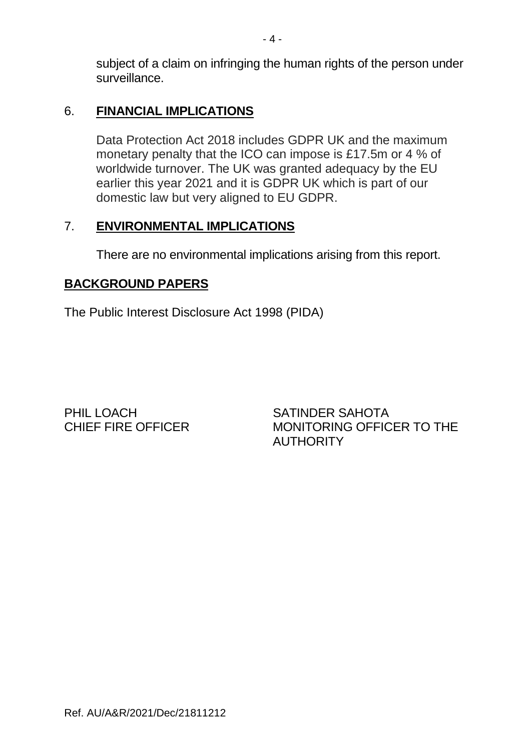subject of a claim on infringing the human rights of the person under surveillance.

## 6. **FINANCIAL IMPLICATIONS**

Data Protection Act 2018 includes GDPR UK and the maximum monetary penalty that the ICO can impose is £17.5m or 4 % of worldwide turnover. The UK was granted adequacy by the EU earlier this year 2021 and it is GDPR UK which is part of our domestic law but very aligned to EU GDPR.

## 7. **ENVIRONMENTAL IMPLICATIONS**

There are no environmental implications arising from this report.

## **BACKGROUND PAPERS**

The Public Interest Disclosure Act 1998 (PIDA)

PHIL LOACH
CHIEF FIRE OFFICER

SATINDER SAHOTA
MONITORING OFFICER TO THE AUTHORITY

Ref. AU/A&R/2021/Dec/21811212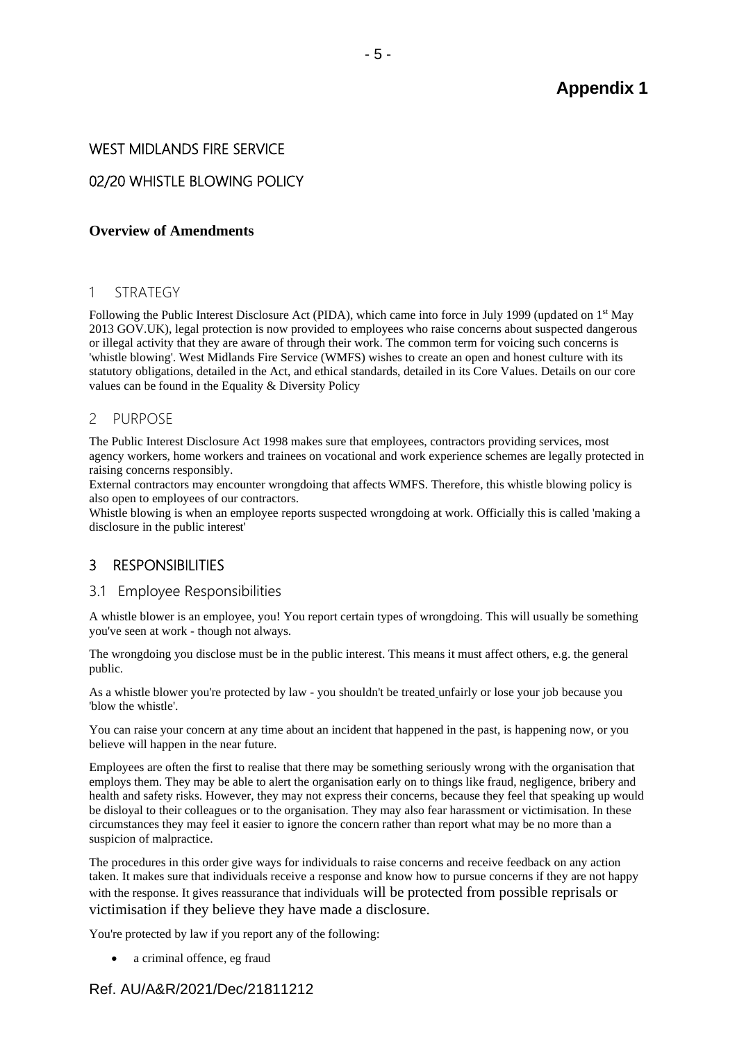# Appendix 1

## WEST MIDLANDS FIRE SERVICE

## 02/20 WHISTLE BLOWING POLICY

**Overview of Amendments**

## 1 STRATEGY

Following the Public Interest Disclosure Act (PIDA), which came into force in July 1999 (updated on 1st May 2013 GOV.UK), legal protection is now provided to employees who raise concerns about suspected dangerous or illegal activity that they are aware of through their work. The common term for voicing such concerns is 'whistle blowing'. West Midlands Fire Service (WMFS) wishes to create an open and honest culture with its statutory obligations, detailed in the Act, and ethical standards, detailed in its Core Values. Details on our core values can be found in the Equality & Diversity Policy

## 2 PURPOSE

The Public Interest Disclosure Act 1998 makes sure that employees, contractors providing services, most agency workers, home workers and trainees on vocational and work experience schemes are legally protected in raising concerns responsibly.

External contractors may encounter wrongdoing that affects WMFS. Therefore, this whistle blowing policy is also open to employees of our contractors.

Whistle blowing is when an employee reports suspected wrongdoing at work. Officially this is called 'making a disclosure in the public interest'

## 3 RESPONSIBILITIES

### 3.1 Employee Responsibilities

A whistle blower is an employee, you! You report certain types of wrongdoing. This will usually be something you've seen at work - though not always.

The wrongdoing you disclose must be in the public interest. This means it must affect others, e.g. the general public.

As a whistle blower you're protected by law - you shouldn't be treated unfairly or lose your job because you 'blow the whistle'.

You can raise your concern at any time about an incident that happened in the past, is happening now, or you believe will happen in the near future.

Employees are often the first to realise that there may be something seriously wrong with the organisation that employs them. They may be able to alert the organisation early on to things like fraud, negligence, bribery and health and safety risks. However, they may not express their concerns, because they feel that speaking up would be disloyal to their colleagues or to the organisation. They may also fear harassment or victimisation. In these circumstances they may feel it easier to ignore the concern rather than report what may be no more than a suspicion of malpractice.

The procedures in this order give ways for individuals to raise concerns and receive feedback on any action taken. It makes sure that individuals receive a response and know how to pursue concerns if they are not happy with the response. It gives reassurance that individuals will be protected from possible reprisals or victimisation if they believe they have made a disclosure.

You're protected by law if you report any of the following:

- a criminal offence, eg fraud

Ref. AU/A&R/2021/Dec/21811212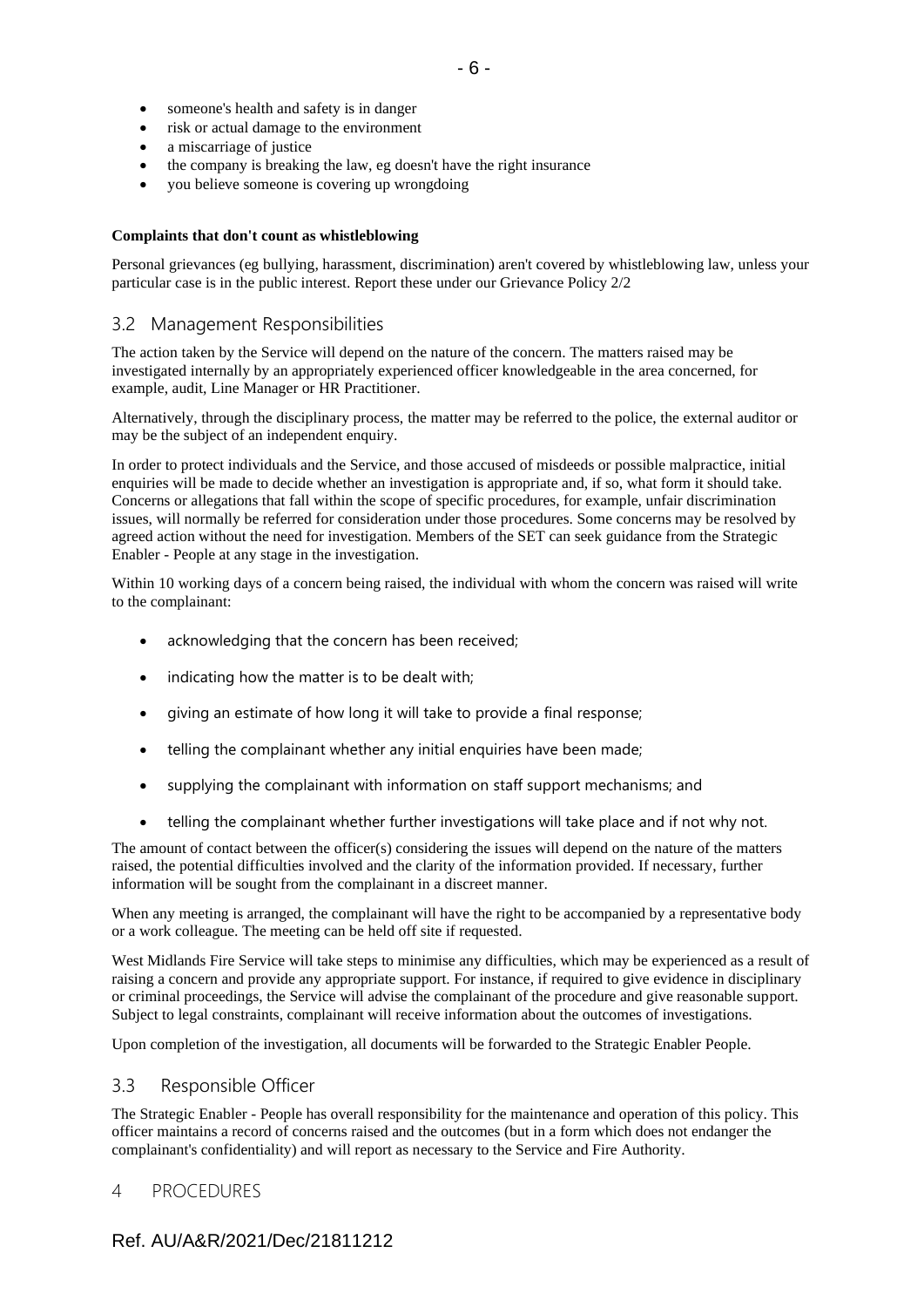- someone's health and safety is in danger
- risk or actual damage to the environment
- a miscarriage of justice
- the company is breaking the law, eg doesn't have the right insurance
- you believe someone is covering up wrongdoing

**Complaints that don't count as whistleblowing**

Personal grievances (eg bullying, harassment, discrimination) aren't covered by whistleblowing law, unless your particular case is in the public interest. Report these under our Grievance Policy 2/2

## 3.2 Management Responsibilities

The action taken by the Service will depend on the nature of the concern. The matters raised may be investigated internally by an appropriately experienced officer knowledgeable in the area concerned, for example, audit, Line Manager or HR Practitioner.

Alternatively, through the disciplinary process, the matter may be referred to the police, the external auditor or may be the subject of an independent enquiry.

In order to protect individuals and the Service, and those accused of misdeeds or possible malpractice, initial enquiries will be made to decide whether an investigation is appropriate and, if so, what form it should take. Concerns or allegations that fall within the scope of specific procedures, for example, unfair discrimination issues, will normally be referred for consideration under those procedures. Some concerns may be resolved by agreed action without the need for investigation. Members of the SET can seek guidance from the Strategic Enabler - People at any stage in the investigation.

Within 10 working days of a concern being raised, the individual with whom the concern was raised will write to the complainant:

- acknowledging that the concern has been received;
- indicating how the matter is to be dealt with;
- giving an estimate of how long it will take to provide a final response;
- telling the complainant whether any initial enquiries have been made;
- supplying the complainant with information on staff support mechanisms; and
- telling the complainant whether further investigations will take place and if not why not.

The amount of contact between the officer(s) considering the issues will depend on the nature of the matters raised, the potential difficulties involved and the clarity of the information provided. If necessary, further information will be sought from the complainant in a discreet manner.

When any meeting is arranged, the complainant will have the right to be accompanied by a representative body or a work colleague. The meeting can be held off site if requested.

West Midlands Fire Service will take steps to minimise any difficulties, which may be experienced as a result of raising a concern and provide any appropriate support. For instance, if required to give evidence in disciplinary or criminal proceedings, the Service will advise the complainant of the procedure and give reasonable support. Subject to legal constraints, complainant will receive information about the outcomes of investigations.

Upon completion of the investigation, all documents will be forwarded to the Strategic Enabler People.

## 3.3 Responsible Officer

The Strategic Enabler - People has overall responsibility for the maintenance and operation of this policy. This officer maintains a record of concerns raised and the outcomes (but in a form which does not endanger the complainant's confidentiality) and will report as necessary to the Service and Fire Authority.

# 4 PROCEDURES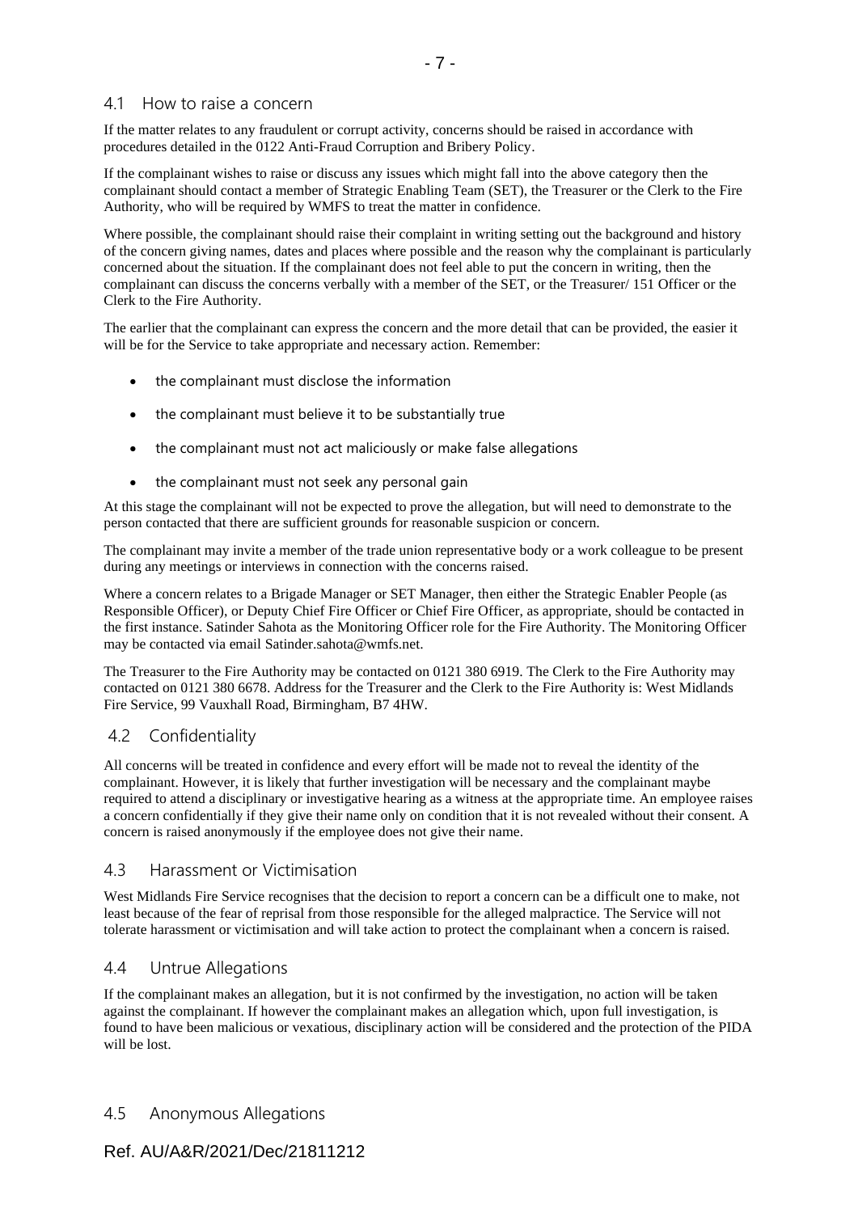## 4.1 How to raise a concern

If the matter relates to any fraudulent or corrupt activity, concerns should be raised in accordance with procedures detailed in the 0122 Anti-Fraud Corruption and Bribery Policy.

If the complainant wishes to raise or discuss any issues which might fall into the above category then the complainant should contact a member of Strategic Enabling Team (SET), the Treasurer or the Clerk to the Fire Authority, who will be required by WMFS to treat the matter in confidence.

Where possible, the complainant should raise their complaint in writing setting out the background and history of the concern giving names, dates and places where possible and the reason why the complainant is particularly concerned about the situation. If the complainant does not feel able to put the concern in writing, then the complainant can discuss the concerns verbally with a member of the SET, or the Treasurer/ 151 Officer or the Clerk to the Fire Authority.

The earlier that the complainant can express the concern and the more detail that can be provided, the easier it will be for the Service to take appropriate and necessary action. Remember:

- the complainant must disclose the information
- the complainant must believe it to be substantially true
- the complainant must not act maliciously or make false allegations
- the complainant must not seek any personal gain

At this stage the complainant will not be expected to prove the allegation, but will need to demonstrate to the person contacted that there are sufficient grounds for reasonable suspicion or concern.

The complainant may invite a member of the trade union representative body or a work colleague to be present during any meetings or interviews in connection with the concerns raised.

Where a concern relates to a Brigade Manager or SET Manager, then either the Strategic Enabler People (as Responsible Officer), or Deputy Chief Fire Officer or Chief Fire Officer, as appropriate, should be contacted in the first instance. Satinder Sahota as the Monitoring Officer role for the Fire Authority. The Monitoring Officer may be contacted via email Satinder.sahota@wmfs.net.

The Treasurer to the Fire Authority may be contacted on 0121 380 6919. The Clerk to the Fire Authority may contacted on 0121 380 6678. Address for the Treasurer and the Clerk to the Fire Authority is: West Midlands Fire Service, 99 Vauxhall Road, Birmingham, B7 4HW.

## 4.2 Confidentiality

All concerns will be treated in confidence and every effort will be made not to reveal the identity of the complainant. However, it is likely that further investigation will be necessary and the complainant maybe required to attend a disciplinary or investigative hearing as a witness at the appropriate time. An employee raises a concern confidentially if they give their name only on condition that it is not revealed without their consent. A concern is raised anonymously if the employee does not give their name.

## 4.3 Harassment or Victimisation

West Midlands Fire Service recognises that the decision to report a concern can be a difficult one to make, not least because of the fear of reprisal from those responsible for the alleged malpractice. The Service will not tolerate harassment or victimisation and will take action to protect the complainant when a concern is raised.

## 4.4 Untrue Allegations

If the complainant makes an allegation, but it is not confirmed by the investigation, no action will be taken against the complainant. If however the complainant makes an allegation which, upon full investigation, is found to have been malicious or vexatious, disciplinary action will be considered and the protection of the PIDA will be lost.

## 4.5 Anonymous Allegations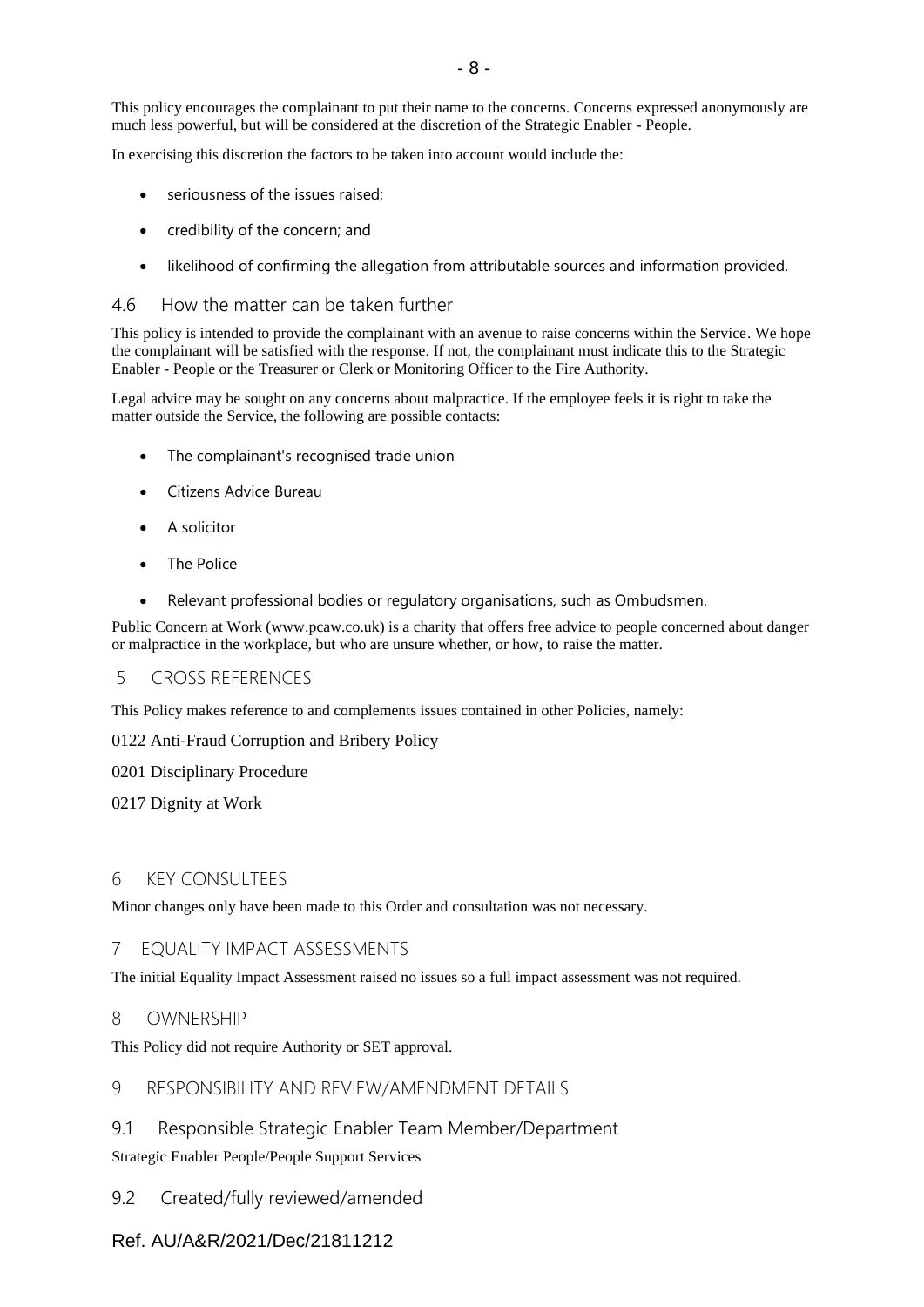This policy encourages the complainant to put their name to the concerns. Concerns expressed anonymously are much less powerful, but will be considered at the discretion of the Strategic Enabler - People.

In exercising this discretion the factors to be taken into account would include the:

- seriousness of the issues raised;
- credibility of the concern; and
- likelihood of confirming the allegation from attributable sources and information provided.

### 4.6 How the matter can be taken further

This policy is intended to provide the complainant with an avenue to raise concerns within the Service. We hope the complainant will be satisfied with the response. If not, the complainant must indicate this to the Strategic Enabler - People or the Treasurer or Clerk or Monitoring Officer to the Fire Authority.

Legal advice may be sought on any concerns about malpractice. If the employee feels it is right to take the matter outside the Service, the following are possible contacts:

- The complainant's recognised trade union
- Citizens Advice Bureau
- A solicitor
- The Police
- Relevant professional bodies or regulatory organisations, such as Ombudsmen.

Public Concern at Work (www.pcaw.co.uk) is a charity that offers free advice to people concerned about danger or malpractice in the workplace, but who are unsure whether, or how, to raise the matter.

## 5 CROSS REFERENCES

This Policy makes reference to and complements issues contained in other Policies, namely:

0122 Anti-Fraud Corruption and Bribery Policy

0201 Disciplinary Procedure

0217 Dignity at Work

## 6 KEY CONSULTEES

Minor changes only have been made to this Order and consultation was not necessary.

## 7 EQUALITY IMPACT ASSESSMENTS

The initial Equality Impact Assessment raised no issues so a full impact assessment was not required.

## 8 OWNERSHIP

This Policy did not require Authority or SET approval.

## 9 RESPONSIBILITY AND REVIEW/AMENDMENT DETAILS

### 9.1 Responsible Strategic Enabler Team Member/Department

Strategic Enabler People/People Support Services

### 9.2 Created/fully reviewed/amended

Ref. AU/A&R/2021/Dec/21811212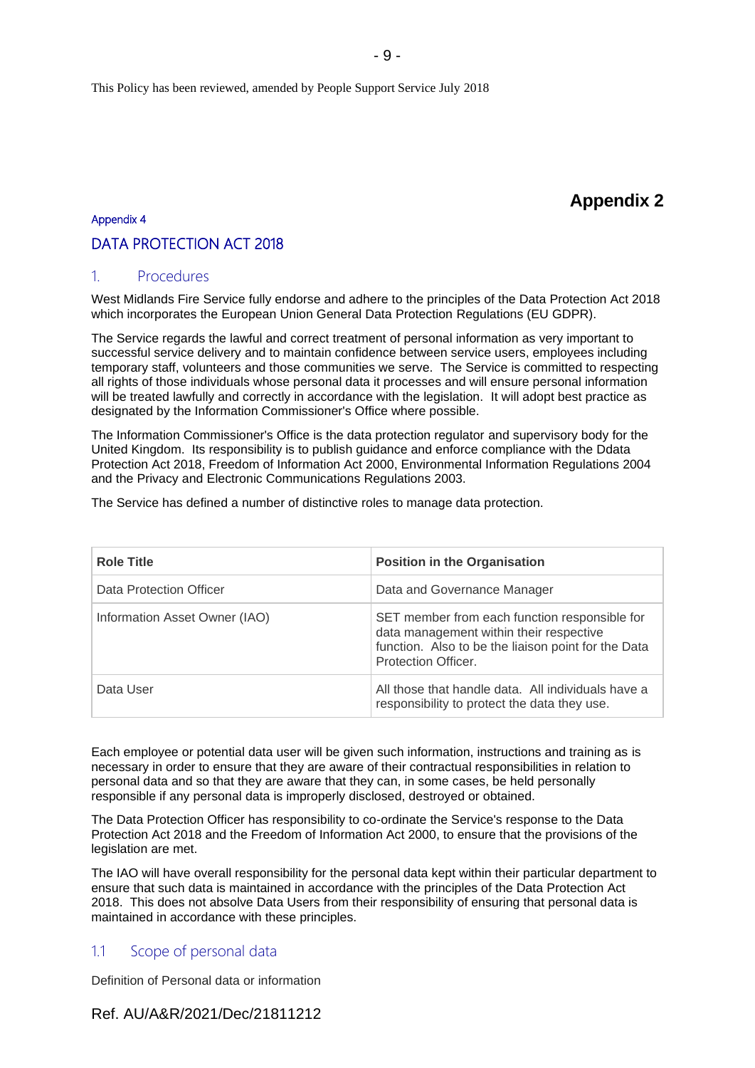This Policy has been reviewed, amended by People Support Service July 2018

## Appendix 2

Appendix 4

# DATA PROTECTION ACT 2018

## 1. Procedures

West Midlands Fire Service fully endorse and adhere to the principles of the Data Protection Act 2018 which incorporates the European Union General Data Protection Regulations (EU GDPR).

The Service regards the lawful and correct treatment of personal information as very important to successful service delivery and to maintain confidence between service users, employees including temporary staff, volunteers and those communities we serve. The Service is committed to respecting all rights of those individuals whose personal data it processes and will ensure personal information will be treated lawfully and correctly in accordance with the legislation. It will adopt best practice as designated by the Information Commissioner's Office where possible.

The Information Commissioner's Office is the data protection regulator and supervisory body for the United Kingdom. Its responsibility is to publish guidance and enforce compliance with the Ddata Protection Act 2018, Freedom of Information Act 2000, Environmental Information Regulations 2004 and the Privacy and Electronic Communications Regulations 2003.

The Service has defined a number of distinctive roles to manage data protection.

| Role Title | Position in the Organisation |
|---|---|
| Data Protection Officer | Data and Governance Manager |
| Information Asset Owner (IAO) | SET member from each function responsible for data management within their respective function. Also to be the liaison point for the Data Protection Officer. |
| Data User | All those that handle data. All individuals have a responsibility to protect the data they use. |

Each employee or potential data user will be given such information, instructions and training as is necessary in order to ensure that they are aware of their contractual responsibilities in relation to personal data and so that they are aware that they can, in some cases, be held personally responsible if any personal data is improperly disclosed, destroyed or obtained.

The Data Protection Officer has responsibility to co-ordinate the Service's response to the Data Protection Act 2018 and the Freedom of Information Act 2000, to ensure that the provisions of the legislation are met.

The IAO will have overall responsibility for the personal data kept within their particular department to ensure that such data is maintained in accordance with the principles of the Data Protection Act 2018. This does not absolve Data Users from their responsibility of ensuring that personal data is maintained in accordance with these principles.

### 1.1 Scope of personal data

Definition of Personal data or information

Ref. AU/A&R/2021/Dec/21811212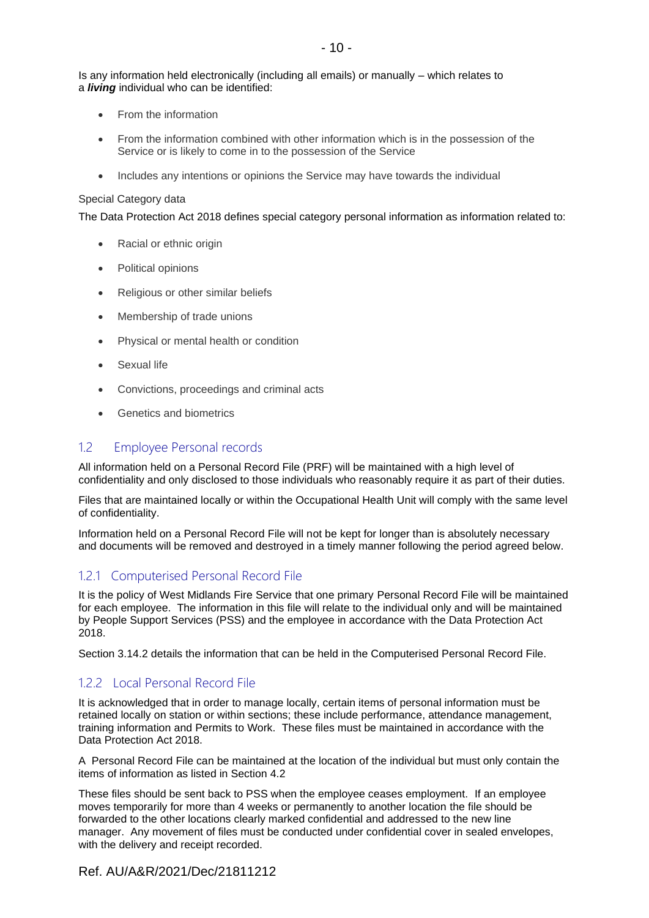Is any information held electronically (including all emails) or manually – which relates to a ***living*** individual who can be identified:

- From the information
- From the information combined with other information which is in the possession of the Service or is likely to come in to the possession of the Service
- Includes any intentions or opinions the Service may have towards the individual

Special Category data

The Data Protection Act 2018 defines special category personal information as information related to:

- Racial or ethnic origin
- Political opinions
- Religious or other similar beliefs
- Membership of trade unions
- Physical or mental health or condition
- Sexual life
- Convictions, proceedings and criminal acts
- Genetics and biometrics

## 1.2 Employee Personal records

All information held on a Personal Record File (PRF) will be maintained with a high level of confidentiality and only disclosed to those individuals who reasonably require it as part of their duties.

Files that are maintained locally or within the Occupational Health Unit will comply with the same level of confidentiality.

Information held on a Personal Record File will not be kept for longer than is absolutely necessary and documents will be removed and destroyed in a timely manner following the period agreed below.

### 1.2.1 Computerised Personal Record File

It is the policy of West Midlands Fire Service that one primary Personal Record File will be maintained for each employee. The information in this file will relate to the individual only and will be maintained by People Support Services (PSS) and the employee in accordance with the Data Protection Act 2018.

Section 3.14.2 details the information that can be held in the Computerised Personal Record File.

### 1.2.2 Local Personal Record File

It is acknowledged that in order to manage locally, certain items of personal information must be retained locally on station or within sections; these include performance, attendance management, training information and Permits to Work. These files must be maintained in accordance with the Data Protection Act 2018.

A Personal Record File can be maintained at the location of the individual but must only contain the items of information as listed in Section 4.2

These files should be sent back to PSS when the employee ceases employment. If an employee moves temporarily for more than 4 weeks or permanently to another location the file should be forwarded to the other locations clearly marked confidential and addressed to the new line manager. Any movement of files must be conducted under confidential cover in sealed envelopes, with the delivery and receipt recorded.

Ref. AU/A&R/2021/Dec/21811212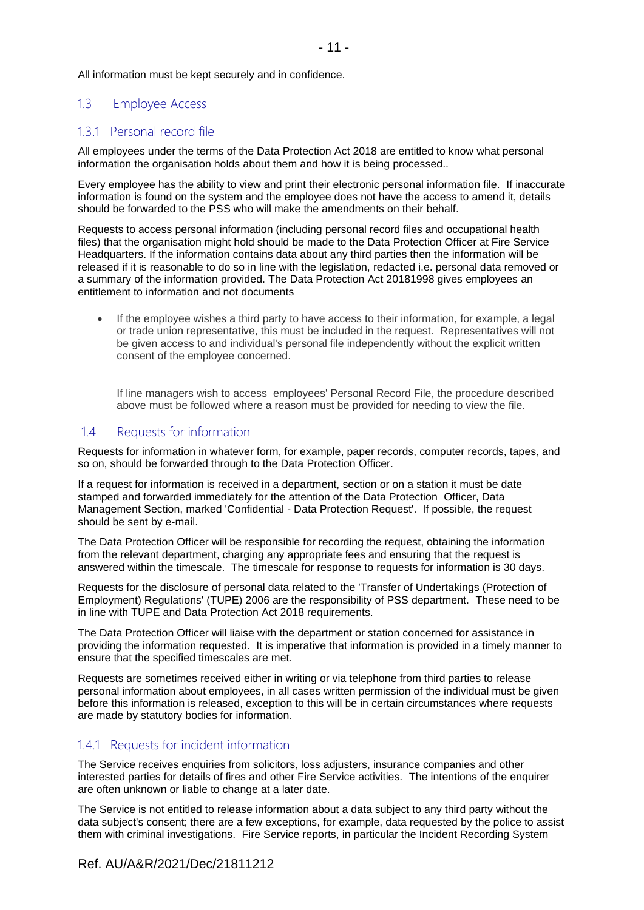All information must be kept securely and in confidence.

## 1.3 Employee Access

### 1.3.1 Personal record file

All employees under the terms of the Data Protection Act 2018 are entitled to know what personal information the organisation holds about them and how it is being processed..

Every employee has the ability to view and print their electronic personal information file. If inaccurate information is found on the system and the employee does not have the access to amend it, details should be forwarded to the PSS who will make the amendments on their behalf.

Requests to access personal information (including personal record files and occupational health files) that the organisation might hold should be made to the Data Protection Officer at Fire Service Headquarters. If the information contains data about any third parties then the information will be released if it is reasonable to do so in line with the legislation, redacted i.e. personal data removed or a summary of the information provided. The Data Protection Act 20181998 gives employees an entitlement to information and not documents

- If the employee wishes a third party to have access to their information, for example, a legal or trade union representative, this must be included in the request. Representatives will not be given access to and individual's personal file independently without the explicit written consent of the employee concerned.

  If line managers wish to access employees' Personal Record File, the procedure described above must be followed where a reason must be provided for needing to view the file.

## 1.4 Requests for information

Requests for information in whatever form, for example, paper records, computer records, tapes, and so on, should be forwarded through to the Data Protection Officer.

If a request for information is received in a department, section or on a station it must be date stamped and forwarded immediately for the attention of the Data Protection Officer, Data Management Section, marked 'Confidential - Data Protection Request'. If possible, the request should be sent by e-mail.

The Data Protection Officer will be responsible for recording the request, obtaining the information from the relevant department, charging any appropriate fees and ensuring that the request is answered within the timescale. The timescale for response to requests for information is 30 days.

Requests for the disclosure of personal data related to the 'Transfer of Undertakings (Protection of Employment) Regulations' (TUPE) 2006 are the responsibility of PSS department. These need to be in line with TUPE and Data Protection Act 2018 requirements.

The Data Protection Officer will liaise with the department or station concerned for assistance in providing the information requested. It is imperative that information is provided in a timely manner to ensure that the specified timescales are met.

Requests are sometimes received either in writing or via telephone from third parties to release personal information about employees, in all cases written permission of the individual must be given before this information is released, exception to this will be in certain circumstances where requests are made by statutory bodies for information.

### 1.4.1 Requests for incident information

The Service receives enquiries from solicitors, loss adjusters, insurance companies and other interested parties for details of fires and other Fire Service activities. The intentions of the enquirer are often unknown or liable to change at a later date.

The Service is not entitled to release information about a data subject to any third party without the data subject's consent; there are a few exceptions, for example, data requested by the police to assist them with criminal investigations. Fire Service reports, in particular the Incident Recording System

Ref. AU/A&R/2021/Dec/21811212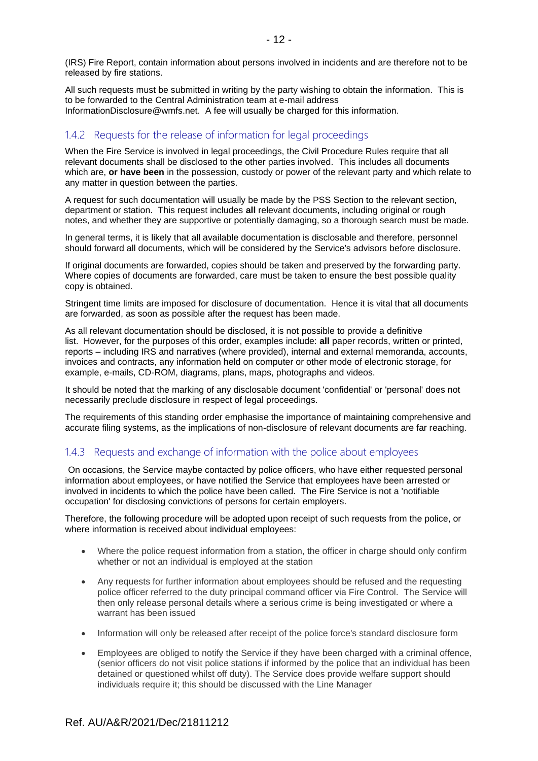(IRS) Fire Report, contain information about persons involved in incidents and are therefore not to be released by fire stations.

All such requests must be submitted in writing by the party wishing to obtain the information. This is to be forwarded to the Central Administration team at e-mail address InformationDisclosure@wmfs.net. A fee will usually be charged for this information.

### 1.4.2 Requests for the release of information for legal proceedings

When the Fire Service is involved in legal proceedings, the Civil Procedure Rules require that all relevant documents shall be disclosed to the other parties involved. This includes all documents which are, **or have been** in the possession, custody or power of the relevant party and which relate to any matter in question between the parties.

A request for such documentation will usually be made by the PSS Section to the relevant section, department or station. This request includes **all** relevant documents, including original or rough notes, and whether they are supportive or potentially damaging, so a thorough search must be made.

In general terms, it is likely that all available documentation is disclosable and therefore, personnel should forward all documents, which will be considered by the Service's advisors before disclosure.

If original documents are forwarded, copies should be taken and preserved by the forwarding party. Where copies of documents are forwarded, care must be taken to ensure the best possible quality copy is obtained.

Stringent time limits are imposed for disclosure of documentation. Hence it is vital that all documents are forwarded, as soon as possible after the request has been made.

As all relevant documentation should be disclosed, it is not possible to provide a definitive list. However, for the purposes of this order, examples include: **all** paper records, written or printed, reports – including IRS and narratives (where provided), internal and external memoranda, accounts, invoices and contracts, any information held on computer or other mode of electronic storage, for example, e-mails, CD-ROM, diagrams, plans, maps, photographs and videos.

It should be noted that the marking of any disclosable document 'confidential' or 'personal' does not necessarily preclude disclosure in respect of legal proceedings.

The requirements of this standing order emphasise the importance of maintaining comprehensive and accurate filing systems, as the implications of non-disclosure of relevant documents are far reaching.

### 1.4.3 Requests and exchange of information with the police about employees

On occasions, the Service maybe contacted by police officers, who have either requested personal information about employees, or have notified the Service that employees have been arrested or involved in incidents to which the police have been called. The Fire Service is not a 'notifiable occupation' for disclosing convictions of persons for certain employers.

Therefore, the following procedure will be adopted upon receipt of such requests from the police, or where information is received about individual employees:

- Where the police request information from a station, the officer in charge should only confirm whether or not an individual is employed at the station
- Any requests for further information about employees should be refused and the requesting police officer referred to the duty principal command officer via Fire Control. The Service will then only release personal details where a serious crime is being investigated or where a warrant has been issued
- Information will only be released after receipt of the police force's standard disclosure form
- Employees are obliged to notify the Service if they have been charged with a criminal offence, (senior officers do not visit police stations if informed by the police that an individual has been detained or questioned whilst off duty). The Service does provide welfare support should individuals require it; this should be discussed with the Line Manager

Ref. AU/A&R/2021/Dec/21811212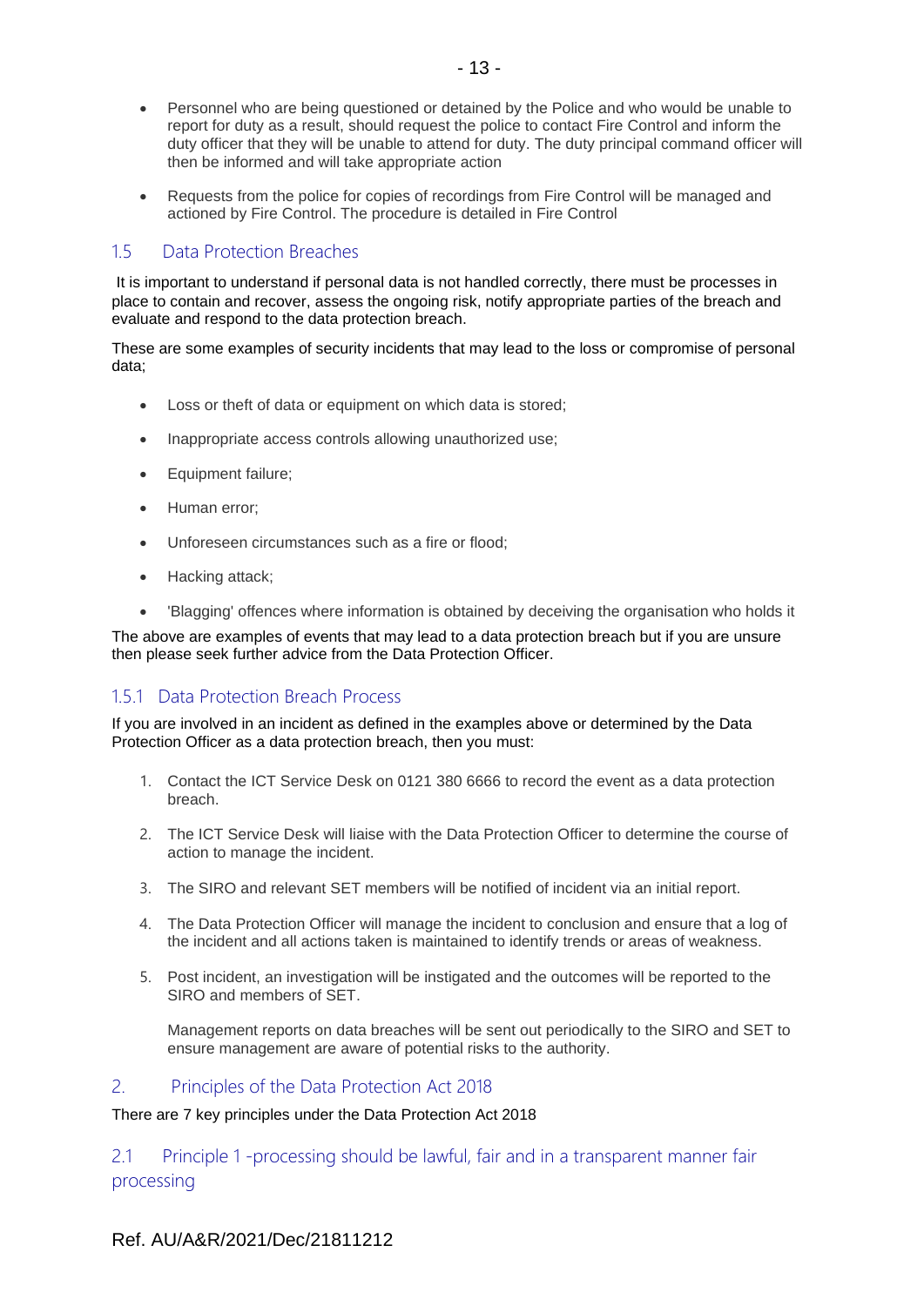- Personnel who are being questioned or detained by the Police and who would be unable to report for duty as a result, should request the police to contact Fire Control and inform the duty officer that they will be unable to attend for duty. The duty principal command officer will then be informed and will take appropriate action

- Requests from the police for copies of recordings from Fire Control will be managed and actioned by Fire Control. The procedure is detailed in Fire Control

## 1.5 Data Protection Breaches

It is important to understand if personal data is not handled correctly, there must be processes in place to contain and recover, assess the ongoing risk, notify appropriate parties of the breach and evaluate and respond to the data protection breach.

These are some examples of security incidents that may lead to the loss or compromise of personal data;

- Loss or theft of data or equipment on which data is stored;
- Inappropriate access controls allowing unauthorized use;
- Equipment failure;
- Human error;
- Unforeseen circumstances such as a fire or flood;
- Hacking attack;
- 'Blagging' offences where information is obtained by deceiving the organisation who holds it

The above are examples of events that may lead to a data protection breach but if you are unsure then please seek further advice from the Data Protection Officer.

### 1.5.1 Data Protection Breach Process

If you are involved in an incident as defined in the examples above or determined by the Data Protection Officer as a data protection breach, then you must:

1. Contact the ICT Service Desk on 0121 380 6666 to record the event as a data protection breach.
2. The ICT Service Desk will liaise with the Data Protection Officer to determine the course of action to manage the incident.
3. The SIRO and relevant SET members will be notified of incident via an initial report.
4. The Data Protection Officer will manage the incident to conclusion and ensure that a log of the incident and all actions taken is maintained to identify trends or areas of weakness.
5. Post incident, an investigation will be instigated and the outcomes will be reported to the SIRO and members of SET.

   Management reports on data breaches will be sent out periodically to the SIRO and SET to ensure management are aware of potential risks to the authority.

# 2. Principles of the Data Protection Act 2018

There are 7 key principles under the Data Protection Act 2018

## 2.1 Principle 1 -processing should be lawful, fair and in a transparent manner fair processing

Ref. AU/A&R/2021/Dec/21811212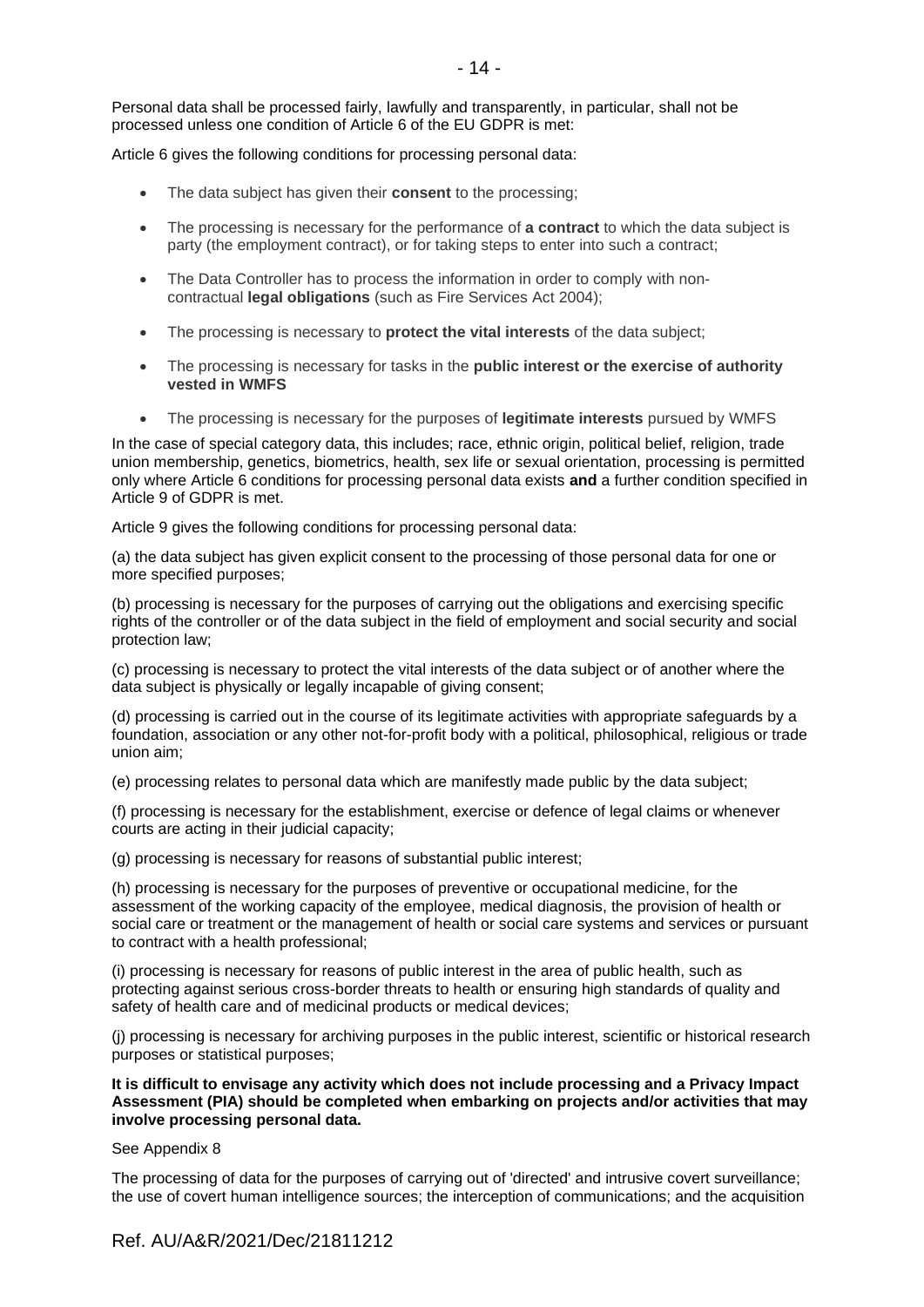Personal data shall be processed fairly, lawfully and transparently, in particular, shall not be processed unless one condition of Article 6 of the EU GDPR is met:

Article 6 gives the following conditions for processing personal data:

- The data subject has given their **consent** to the processing;
- The processing is necessary for the performance of **a contract** to which the data subject is party (the employment contract), or for taking steps to enter into such a contract;
- The Data Controller has to process the information in order to comply with non-contractual **legal obligations** (such as Fire Services Act 2004);
- The processing is necessary to **protect the vital interests** of the data subject;
- The processing is necessary for tasks in the **public interest or the exercise of authority vested in WMFS**
- The processing is necessary for the purposes of **legitimate interests** pursued by WMFS

In the case of special category data, this includes; race, ethnic origin, political belief, religion, trade union membership, genetics, biometrics, health, sex life or sexual orientation, processing is permitted only where Article 6 conditions for processing personal data exists **and** a further condition specified in Article 9 of GDPR is met.

Article 9 gives the following conditions for processing personal data:

(a) the data subject has given explicit consent to the processing of those personal data for one or more specified purposes;

(b) processing is necessary for the purposes of carrying out the obligations and exercising specific rights of the controller or of the data subject in the field of employment and social security and social protection law;

(c) processing is necessary to protect the vital interests of the data subject or of another where the data subject is physically or legally incapable of giving consent;

(d) processing is carried out in the course of its legitimate activities with appropriate safeguards by a foundation, association or any other not-for-profit body with a political, philosophical, religious or trade union aim;

(e) processing relates to personal data which are manifestly made public by the data subject;

(f) processing is necessary for the establishment, exercise or defence of legal claims or whenever courts are acting in their judicial capacity;

(g) processing is necessary for reasons of substantial public interest;

(h) processing is necessary for the purposes of preventive or occupational medicine, for the assessment of the working capacity of the employee, medical diagnosis, the provision of health or social care or treatment or the management of health or social care systems and services or pursuant to contract with a health professional;

(i) processing is necessary for reasons of public interest in the area of public health, such as protecting against serious cross-border threats to health or ensuring high standards of quality and safety of health care and of medicinal products or medical devices;

(j) processing is necessary for archiving purposes in the public interest, scientific or historical research purposes or statistical purposes;

**It is difficult to envisage any activity which does not include processing and a Privacy Impact Assessment (PIA) should be completed when embarking on projects and/or activities that may involve processing personal data.**

See Appendix 8

The processing of data for the purposes of carrying out of 'directed' and intrusive covert surveillance; the use of covert human intelligence sources; the interception of communications; and the acquisition

Ref. AU/A&R/2021/Dec/21811212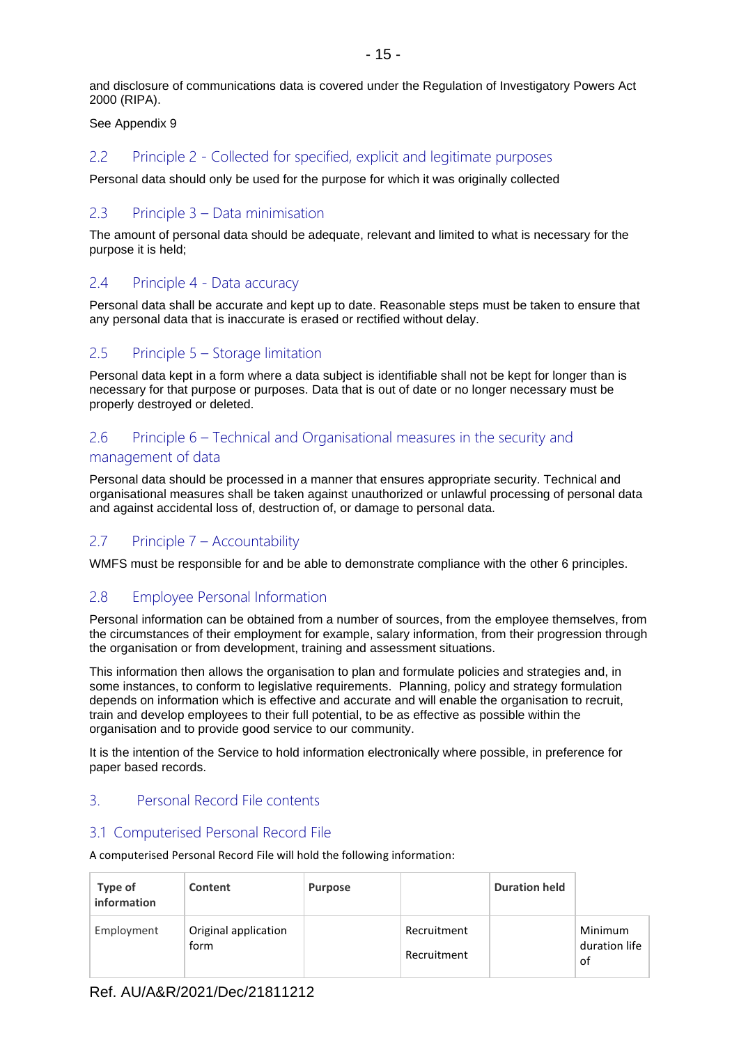and disclosure of communications data is covered under the Regulation of Investigatory Powers Act 2000 (RIPA).

See Appendix 9

### 2.2 Principle 2 - Collected for specified, explicit and legitimate purposes

Personal data should only be used for the purpose for which it was originally collected

### 2.3 Principle 3 – Data minimisation

The amount of personal data should be adequate, relevant and limited to what is necessary for the purpose it is held;

### 2.4 Principle 4 - Data accuracy

Personal data shall be accurate and kept up to date. Reasonable steps must be taken to ensure that any personal data that is inaccurate is erased or rectified without delay.

### 2.5 Principle 5 – Storage limitation

Personal data kept in a form where a data subject is identifiable shall not be kept for longer than is necessary for that purpose or purposes. Data that is out of date or no longer necessary must be properly destroyed or deleted.

### 2.6 Principle 6 – Technical and Organisational measures in the security and management of data

Personal data should be processed in a manner that ensures appropriate security. Technical and organisational measures shall be taken against unauthorized or unlawful processing of personal data and against accidental loss of, destruction of, or damage to personal data.

### 2.7 Principle 7 – Accountability

WMFS must be responsible for and be able to demonstrate compliance with the other 6 principles.

### 2.8 Employee Personal Information

Personal information can be obtained from a number of sources, from the employee themselves, from the circumstances of their employment for example, salary information, from their progression through the organisation or from development, training and assessment situations.

This information then allows the organisation to plan and formulate policies and strategies and, in some instances, to conform to legislative requirements. Planning, policy and strategy formulation depends on information which is effective and accurate and will enable the organisation to recruit, train and develop employees to their full potential, to be as effective as possible within the organisation and to provide good service to our community.

It is the intention of the Service to hold information electronically where possible, in preference for paper based records.

## 3. Personal Record File contents

### 3.1 Computerised Personal Record File

A computerised Personal Record File will hold the following information:

| **Type of information** | **Content** | **Purpose** | | **Duration held** | |
|---|---|---|---|---|---|
| Employment | Original application form | | Recruitment<br>Recruitment | | Minimum duration life of |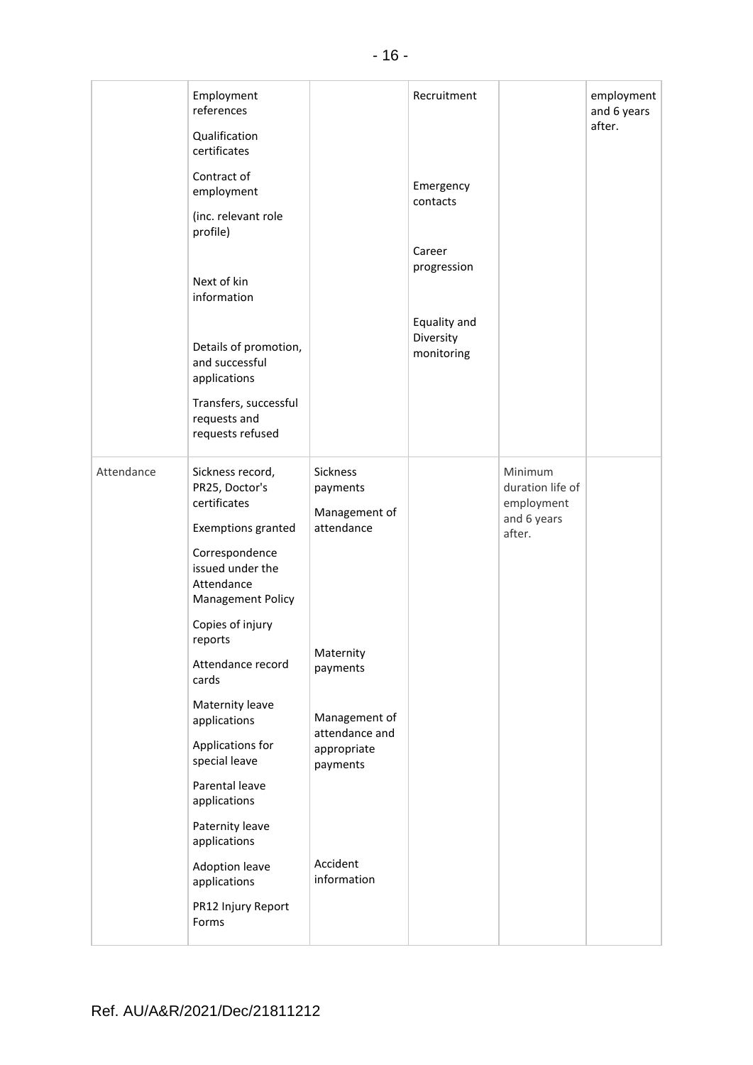| | | | | | |
|---|---|---|---|---|---|
| | Employment references<br><br>Qualification certificates<br><br>Contract of employment<br><br>(inc. relevant role profile)<br><br>Next of kin information<br><br>Details of promotion, and successful applications<br><br>Transfers, successful requests and requests refused | | Recruitment<br><br>Emergency contacts<br><br>Career progression<br><br>Equality and Diversity monitoring | | employment and 6 years after. |
| Attendance | Sickness record, PR25, Doctor's certificates<br><br>Exemptions granted<br><br>Correspondence issued under the Attendance Management Policy<br><br>Copies of injury reports<br><br>Attendance record cards<br><br>Maternity leave applications<br><br>Applications for special leave<br><br>Parental leave applications<br><br>Paternity leave applications<br><br>Adoption leave applications<br><br>PR12 Injury Report Forms | Sickness payments<br><br>Management of attendance<br><br>Maternity payments<br><br>Management of attendance and appropriate payments<br><br>Accident information | | Minimum duration life of employment and 6 years after. | |

Ref. AU/A&R/2021/Dec/21811212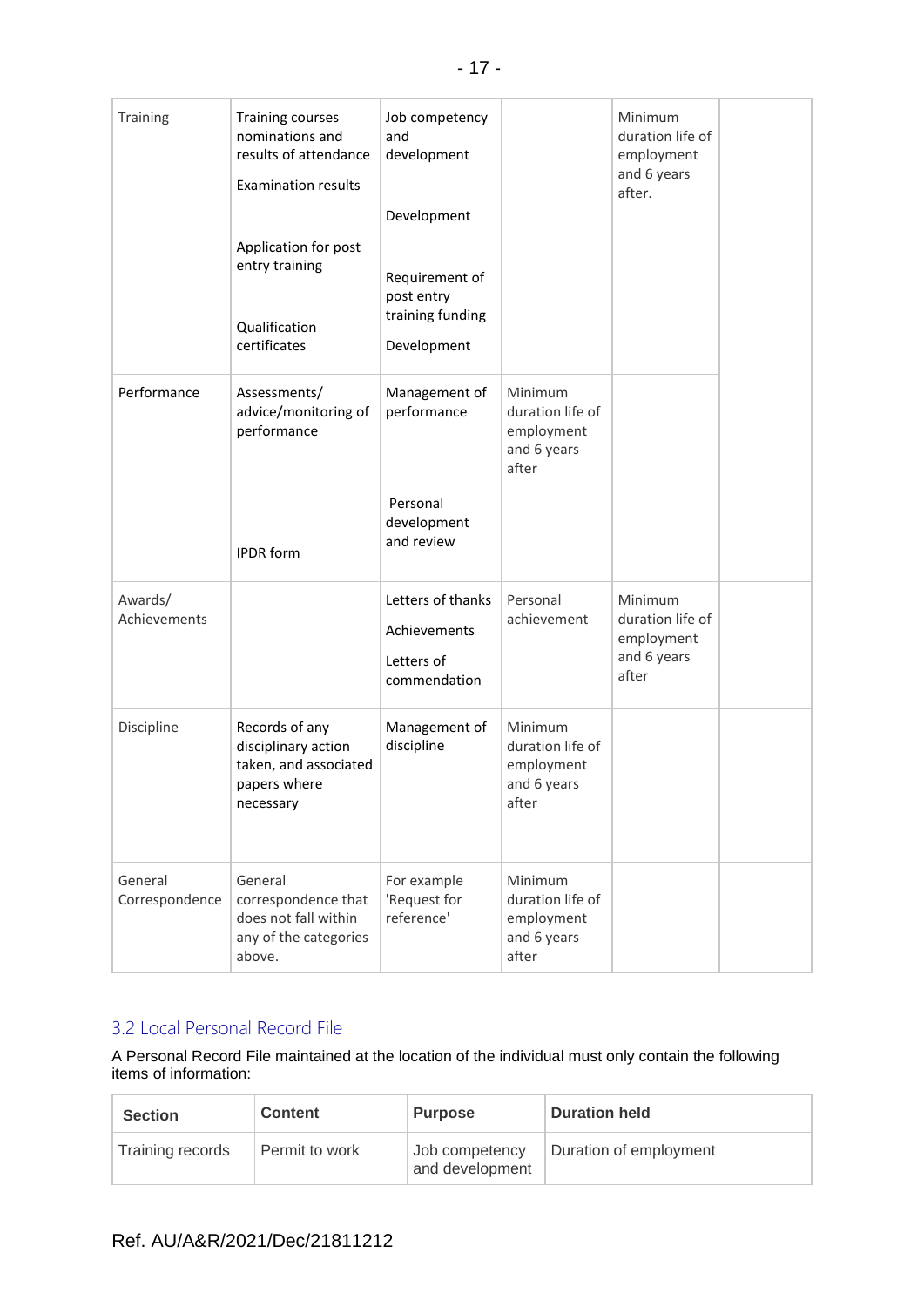| | | | | | |
|---|---|---|---|---|---|
| Training | Training courses nominations and results of attendance<br><br>Examination results<br><br>Application for post entry training<br><br>Qualification certificates | Job competency and development<br><br>Development<br><br>Requirement of post entry training funding<br><br>Development | | Minimum duration life of employment and 6 years after. | |
| Performance | Assessments/ advice/monitoring of performance<br><br>IPDR form | Management of performance<br><br>Personal development and review | Minimum duration life of employment and 6 years after | | |
| Awards/ Achievements | | Letters of thanks<br><br>Achievements<br><br>Letters of commendation | Personal achievement | Minimum duration life of employment and 6 years after | |
| Discipline | Records of any disciplinary action taken, and associated papers where necessary | Management of discipline | Minimum duration life of employment and 6 years after | | |
| General Correspondence | General correspondence that does not fall within any of the categories above. | For example 'Request for reference' | Minimum duration life of employment and 6 years after | | |

## 3.2 Local Personal Record File

A Personal Record File maintained at the location of the individual must only contain the following items of information:

| Section | Content | Purpose | Duration held |
|---|---|---|---|
| Training records | Permit to work | Job competency and development | Duration of employment |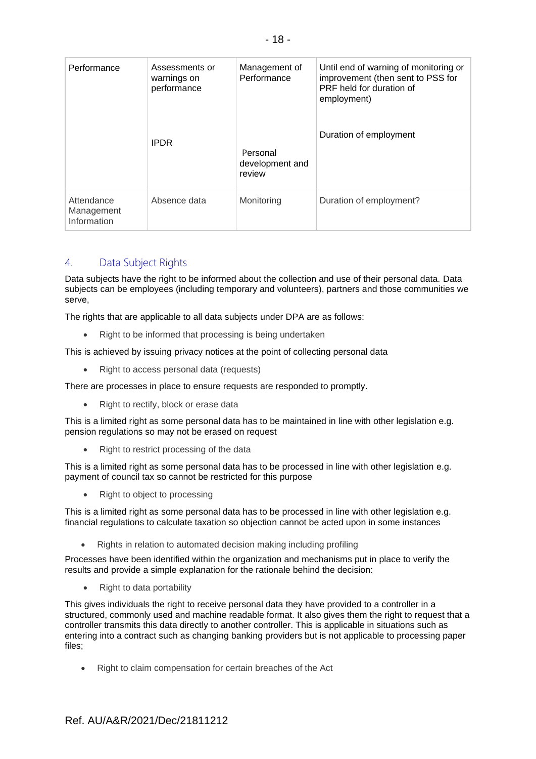| | | | |
|---|---|---|---|
| Performance | Assessments or warnings on performance<br><br>IPDR | Management of Performance<br><br>Personal development and review | Until end of warning of monitoring or improvement (then sent to PSS for PRF held for duration of employment)<br><br>Duration of employment |
| Attendance Management Information | Absence data | Monitoring | Duration of employment? |

## 4. Data Subject Rights

Data subjects have the right to be informed about the collection and use of their personal data. Data subjects can be employees (including temporary and volunteers), partners and those communities we serve,

The rights that are applicable to all data subjects under DPA are as follows:

- Right to be informed that processing is being undertaken

This is achieved by issuing privacy notices at the point of collecting personal data

- Right to access personal data (requests)

There are processes in place to ensure requests are responded to promptly.

- Right to rectify, block or erase data

This is a limited right as some personal data has to be maintained in line with other legislation e.g. pension regulations so may not be erased on request

- Right to restrict processing of the data

This is a limited right as some personal data has to be processed in line with other legislation e.g. payment of council tax so cannot be restricted for this purpose

- Right to object to processing

This is a limited right as some personal data has to be processed in line with other legislation e.g. financial regulations to calculate taxation so objection cannot be acted upon in some instances

- Rights in relation to automated decision making including profiling

Processes have been identified within the organization and mechanisms put in place to verify the results and provide a simple explanation for the rationale behind the decision:

- Right to data portability

This gives individuals the right to receive personal data they have provided to a controller in a structured, commonly used and machine readable format. It also gives them the right to request that a controller transmits this data directly to another controller. This is applicable in situations such as entering into a contract such as changing banking providers but is not applicable to processing paper files;

- Right to claim compensation for certain breaches of the Act

Ref. AU/A&R/2021/Dec/21811212